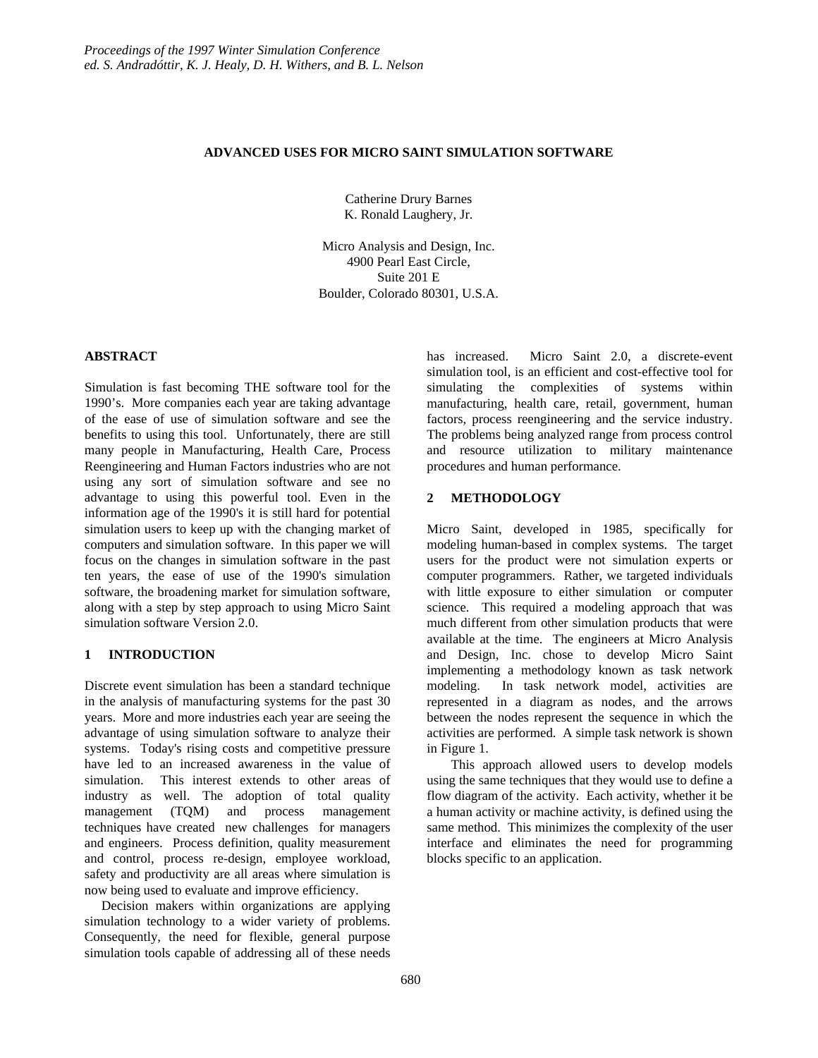# ADVANCED USES FOR MICRO SAINT SIMULATION SOFTWARE

Catherine Drury Barnes
K. Ronald Laughery, Jr.

Micro Analysis and Design, Inc.
4900 Pearl East Circle,
Suite 201 E
Boulder, Colorado 80301, U.S.A.

## ABSTRACT

Simulation is fast becoming THE software tool for the 1990's. More companies each year are taking advantage of the ease of use of simulation software and see the benefits to using this tool. Unfortunately, there are still many people in Manufacturing, Health Care, Process Reengineering and Human Factors industries who are not using any sort of simulation software and see no advantage to using this powerful tool. Even in the information age of the 1990's it is still hard for potential simulation users to keep up with the changing market of computers and simulation software. In this paper we will focus on the changes in simulation software in the past ten years, the ease of use of the 1990's simulation software, the broadening market for simulation software, along with a step by step approach to using Micro Saint simulation software Version 2.0.

## 1 INTRODUCTION

Discrete event simulation has been a standard technique in the analysis of manufacturing systems for the past 30 years. More and more industries each year are seeing the advantage of using simulation software to analyze their systems. Today's rising costs and competitive pressure have led to an increased awareness in the value of simulation. This interest extends to other areas of industry as well. The adoption of total quality management (TQM) and process management techniques have created new challenges for managers and engineers. Process definition, quality measurement and control, process re-design, employee workload, safety and productivity are all areas where simulation is now being used to evaluate and improve efficiency.

Decision makers within organizations are applying simulation technology to a wider variety of problems. Consequently, the need for flexible, general purpose simulation tools capable of addressing all of these needs has increased. Micro Saint 2.0, a discrete-event simulation tool, is an efficient and cost-effective tool for simulating the complexities of systems within manufacturing, health care, retail, government, human factors, process reengineering and the service industry. The problems being analyzed range from process control and resource utilization to military maintenance procedures and human performance.

## 2 METHODOLOGY

Micro Saint, developed in 1985, specifically for modeling human-based in complex systems. The target users for the product were not simulation experts or computer programmers. Rather, we targeted individuals with little exposure to either simulation or computer science. This required a modeling approach that was much different from other simulation products that were available at the time. The engineers at Micro Analysis and Design, Inc. chose to develop Micro Saint implementing a methodology known as task network modeling. In task network model, activities are represented in a diagram as nodes, and the arrows between the nodes represent the sequence in which the activities are performed. A simple task network is shown in Figure 1.

This approach allowed users to develop models using the same techniques that they would use to define a flow diagram of the activity. Each activity, whether it be a human activity or machine activity, is defined using the same method. This minimizes the complexity of the user interface and eliminates the need for programming blocks specific to an application.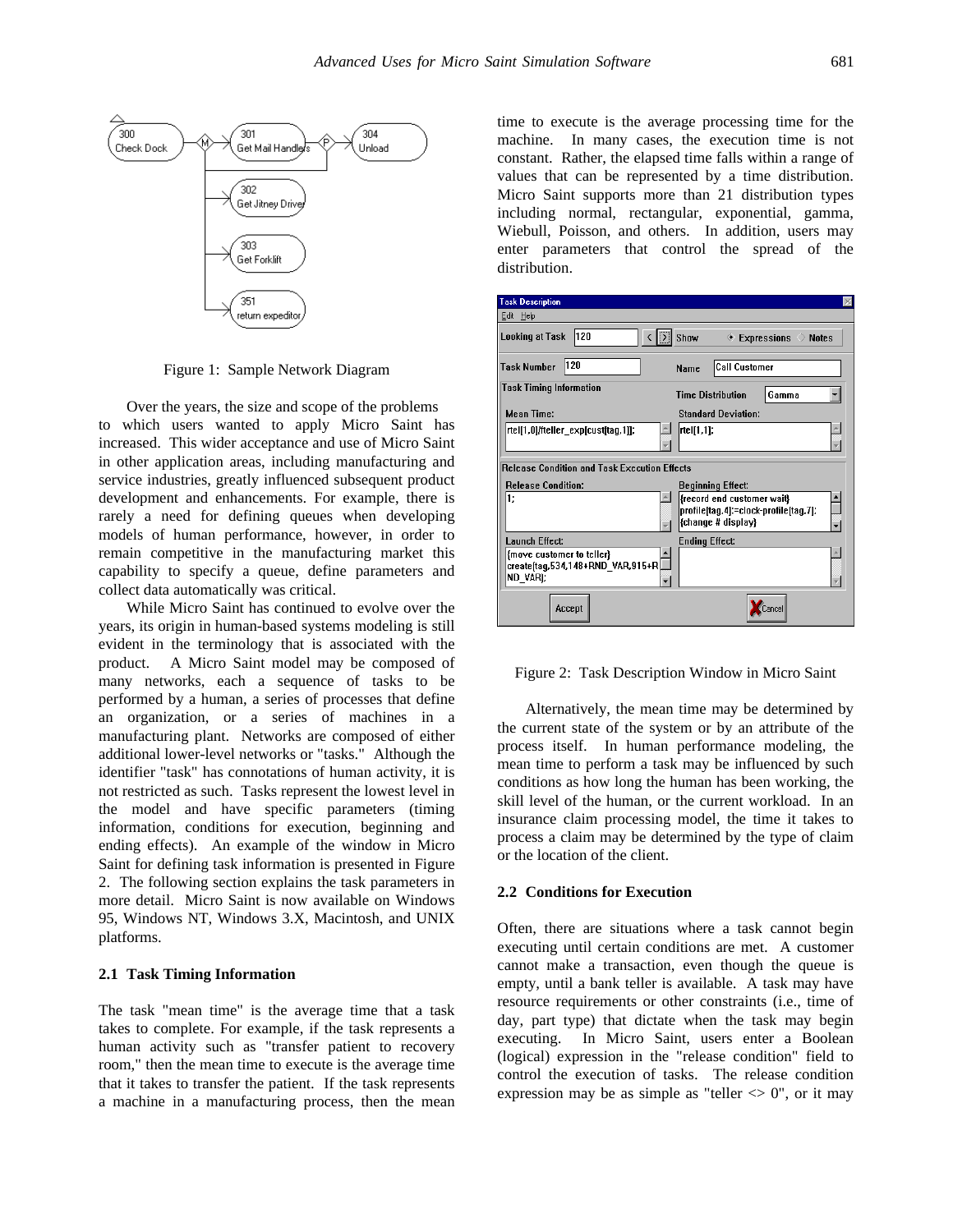300
Check Dock

301
Get Mail Handlers

304
Unload

302
Get Jitney Driver

303
Get Forklift

351
return expeditor

Figure 1: Sample Network Diagram

Over the years, the size and scope of the problems to which users wanted to apply Micro Saint has increased. This wider acceptance and use of Micro Saint in other application areas, including manufacturing and service industries, greatly influenced subsequent product development and enhancements. For example, there is rarely a need for defining queues when developing models of human performance, however, in order to remain competitive in the manufacturing market this capability to specify a queue, define parameters and collect data automatically was critical.

While Micro Saint has continued to evolve over the years, its origin in human-based systems modeling is still evident in the terminology that is associated with the product. A Micro Saint model may be composed of many networks, each a sequence of tasks to be performed by a human, a series of processes that define an organization, or a series of machines in a manufacturing plant. Networks are composed of either additional lower-level networks or "tasks." Although the identifier "task" has connotations of human activity, it is not restricted as such. Tasks represent the lowest level in the model and have specific parameters (timing information, conditions for execution, beginning and ending effects). An example of the window in Micro Saint for defining task information is presented in Figure 2. The following section explains the task parameters in more detail. Micro Saint is now available on Windows 95, Windows NT, Windows 3.X, Macintosh, and UNIX platforms.

### 2.1 Task Timing Information

The task "mean time" is the average time that a task takes to complete. For example, if the task represents a human activity such as "transfer patient to recovery room," then the mean time to execute is the average time that it takes to transfer the patient. If the task represents a machine in a manufacturing process, then the mean time to execute is the average processing time for the machine. In many cases, the execution time is not constant. Rather, the elapsed time falls within a range of values that can be represented by a time distribution. Micro Saint supports more than 21 distribution types including normal, rectangular, exponential, gamma, Wiebull, Poisson, and others. In addition, users may enter parameters that control the spread of the distribution.

Task Description

Edit Help

Looking at Task 120 Show Expressions Notes

Task Number 120 Name Call Customer

Task Timing Information Time Distribution Gamma

Mean Time: rtel[1,0]/(teller_exp[cust[tag,1]]; Standard Deviation: rtel[1,1];

Release Condition and Task Execution Effects

Release Condition: 1;

Beginning Effect: {record end customer wait} profile[tag,4]:=clock-profile[tag,7]; {change # display}

Launch Effect: {move customer to teller} create(tag,534,148+RND_VAR,915+RND_VAR);

Ending Effect:

Accept Cancel

Figure 2: Task Description Window in Micro Saint

Alternatively, the mean time may be determined by the current state of the system or by an attribute of the process itself. In human performance modeling, the mean time to perform a task may be influenced by such conditions as how long the human has been working, the skill level of the human, or the current workload. In an insurance claim processing model, the time it takes to process a claim may be determined by the type of claim or the location of the client.

### 2.2 Conditions for Execution

Often, there are situations where a task cannot begin executing until certain conditions are met. A customer cannot make a transaction, even though the queue is empty, until a bank teller is available. A task may have resource requirements or other constraints (i.e., time of day, part type) that dictate when the task may begin executing. In Micro Saint, users enter a Boolean (logical) expression in the "release condition" field to control the execution of tasks. The release condition expression may be as simple as "teller <> 0", or it may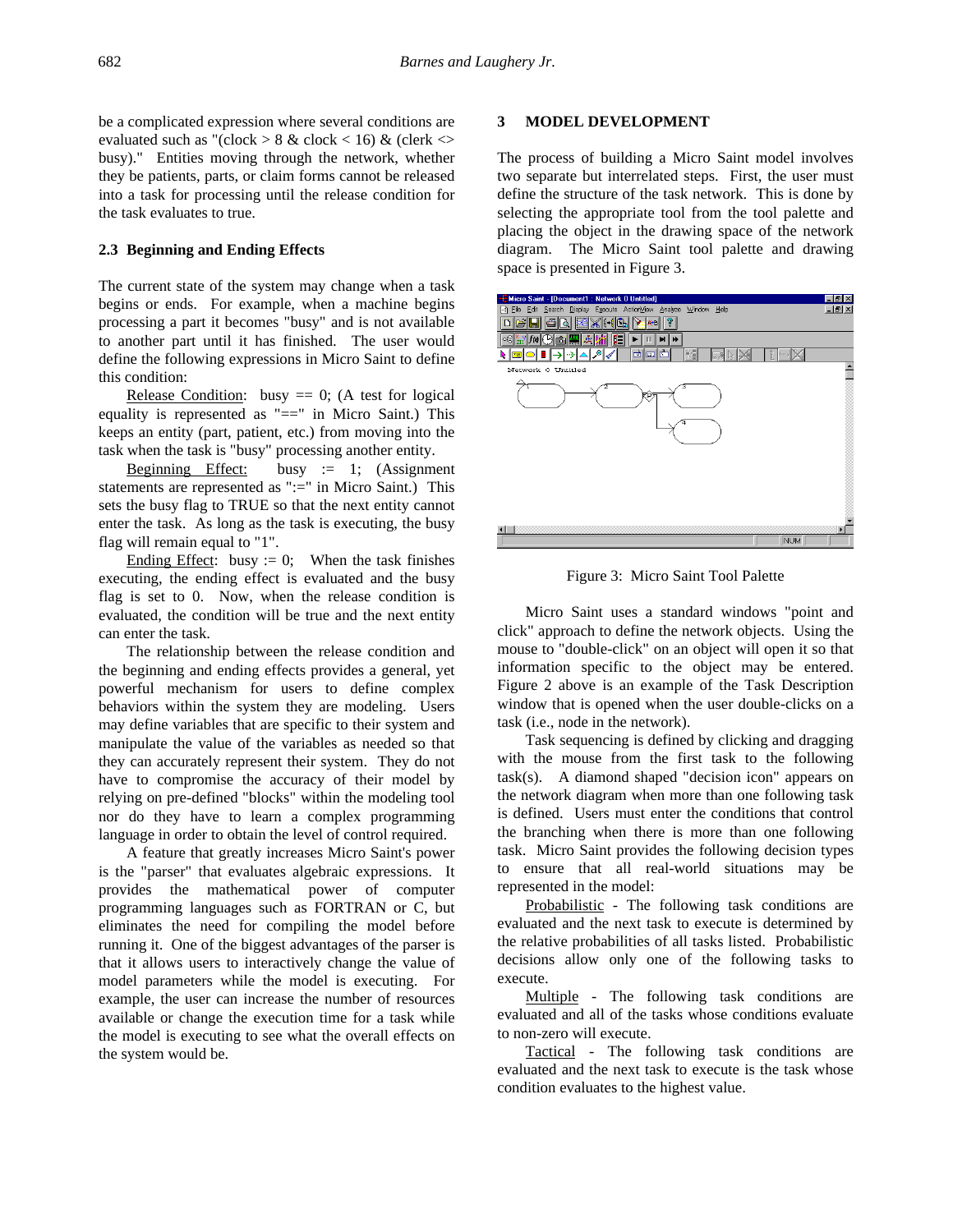be a complicated expression where several conditions are evaluated such as "(clock > 8 & clock < 16) & (clerk <> busy)." Entities moving through the network, whether they be patients, parts, or claim forms cannot be released into a task for processing until the release condition for the task evaluates to true.

### 2.3 Beginning and Ending Effects

The current state of the system may change when a task begins or ends. For example, when a machine begins processing a part it becomes "busy" and is not available to another part until it has finished. The user would define the following expressions in Micro Saint to define this condition:

Release Condition: busy == 0; (A test for logical equality is represented as "==" in Micro Saint.) This keeps an entity (part, patient, etc.) from moving into the task when the task is "busy" processing another entity.

Beginning Effect: busy := 1; (Assignment statements are represented as ":=" in Micro Saint.) This sets the busy flag to TRUE so that the next entity cannot enter the task. As long as the task is executing, the busy flag will remain equal to "1".

Ending Effect: busy := 0; When the task finishes executing, the ending effect is evaluated and the busy flag is set to 0. Now, when the release condition is evaluated, the condition will be true and the next entity can enter the task.

The relationship between the release condition and the beginning and ending effects provides a general, yet powerful mechanism for users to define complex behaviors within the system they are modeling. Users may define variables that are specific to their system and manipulate the value of the variables as needed so that they can accurately represent their system. They do not have to compromise the accuracy of their model by relying on pre-defined "blocks" within the modeling tool nor do they have to learn a complex programming language in order to obtain the level of control required.

A feature that greatly increases Micro Saint's power is the "parser" that evaluates algebraic expressions. It provides the mathematical power of computer programming languages such as FORTRAN or C, but eliminates the need for compiling the model before running it. One of the biggest advantages of the parser is that it allows users to interactively change the value of model parameters while the model is executing. For example, the user can increase the number of resources available or change the execution time for a task while the model is executing to see what the overall effects on the system would be.

## 3 MODEL DEVELOPMENT

The process of building a Micro Saint model involves two separate but interrelated steps. First, the user must define the structure of the task network. This is done by selecting the appropriate tool from the tool palette and placing the object in the drawing space of the network diagram. The Micro Saint tool palette and drawing space is presented in Figure 3.

Figure 3: Micro Saint Tool Palette

Micro Saint uses a standard windows "point and click" approach to define the network objects. Using the mouse to "double-click" on an object will open it so that information specific to the object may be entered. Figure 2 above is an example of the Task Description window that is opened when the user double-clicks on a task (i.e., node in the network).

Task sequencing is defined by clicking and dragging with the mouse from the first task to the following task(s). A diamond shaped "decision icon" appears on the network diagram when more than one following task is defined. Users must enter the conditions that control the branching when there is more than one following task. Micro Saint provides the following decision types to ensure that all real-world situations may be represented in the model:

Probabilistic - The following task conditions are evaluated and the next task to execute is determined by the relative probabilities of all tasks listed. Probabilistic decisions allow only one of the following tasks to execute.

Multiple - The following task conditions are evaluated and all of the tasks whose conditions evaluate to non-zero will execute.

Tactical - The following task conditions are evaluated and the next task to execute is the task whose condition evaluates to the highest value.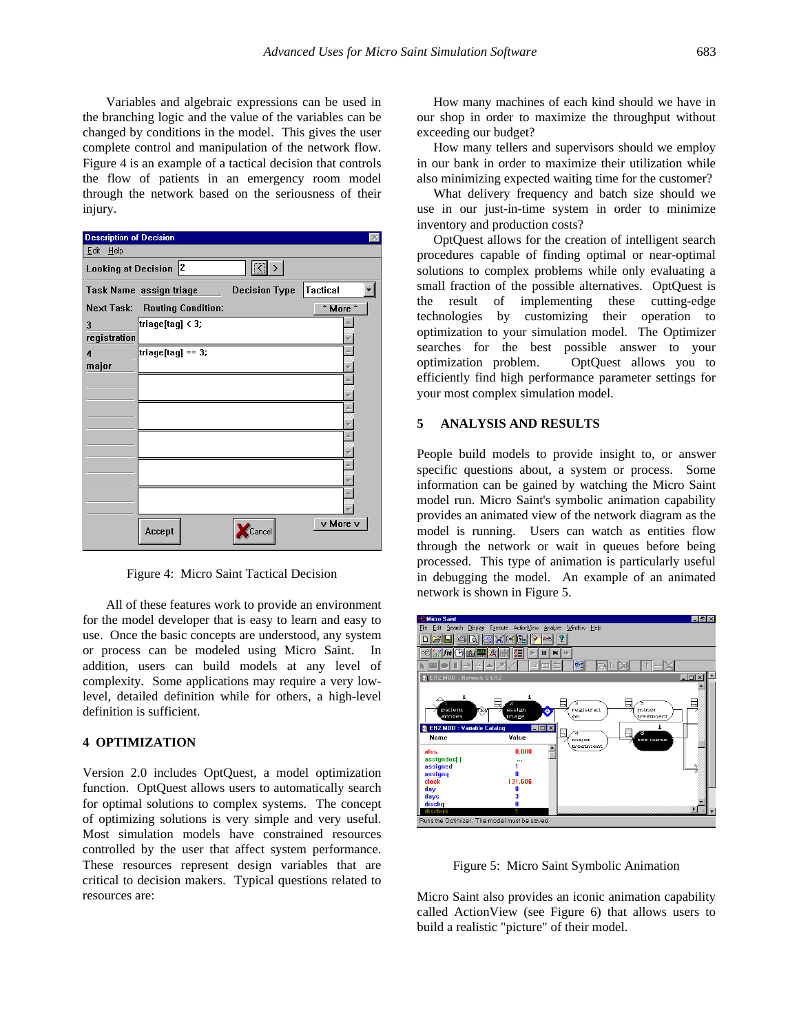Variables and algebraic expressions can be used in the branching logic and the value of the variables can be changed by conditions in the model. This gives the user complete control and manipulation of the network flow. Figure 4 is an example of a tactical decision that controls the flow of patients in an emergency room model through the network based on the seriousness of their injury.

Figure 4: Micro Saint Tactical Decision

All of these features work to provide an environment for the model developer that is easy to learn and easy to use. Once the basic concepts are understood, any system or process can be modeled using Micro Saint. In addition, users can build models at any level of complexity. Some applications may require a very low-level, detailed definition while for others, a high-level definition is sufficient.

## 4 OPTIMIZATION

Version 2.0 includes OptQuest, a model optimization function. OptQuest allows users to automatically search for optimal solutions to complex systems. The concept of optimizing solutions is very simple and very useful. Most simulation models have constrained resources controlled by the user that affect system performance. These resources represent design variables that are critical to decision makers. Typical questions related to resources are:

How many machines of each kind should we have in our shop in order to maximize the throughput without exceeding our budget?

How many tellers and supervisors should we employ in our bank in order to maximize their utilization while also minimizing expected waiting time for the customer?

What delivery frequency and batch size should we use in our just-in-time system in order to minimize inventory and production costs?

OptQuest allows for the creation of intelligent search procedures capable of finding optimal or near-optimal solutions to complex problems while only evaluating a small fraction of the possible alternatives. OptQuest is the result of implementing these cutting-edge technologies by customizing their operation to optimization to your simulation model. The Optimizer searches for the best possible answer to your optimization problem. OptQuest allows you to efficiently find high performance parameter settings for your most complex simulation model.

## 5 ANALYSIS AND RESULTS

People build models to provide insight to, or answer specific questions about, a system or process. Some information can be gained by watching the Micro Saint model run. Micro Saint's symbolic animation capability provides an animated view of the network diagram as the model is running. Users can watch as entities flow through the network or wait in queues before being processed. This type of animation is particularly useful in debugging the model. An example of an animated network is shown in Figure 5.

Figure 5: Micro Saint Symbolic Animation

Micro Saint also provides an iconic animation capability called ActionView (see Figure 6) that allows users to build a realistic "picture" of their model.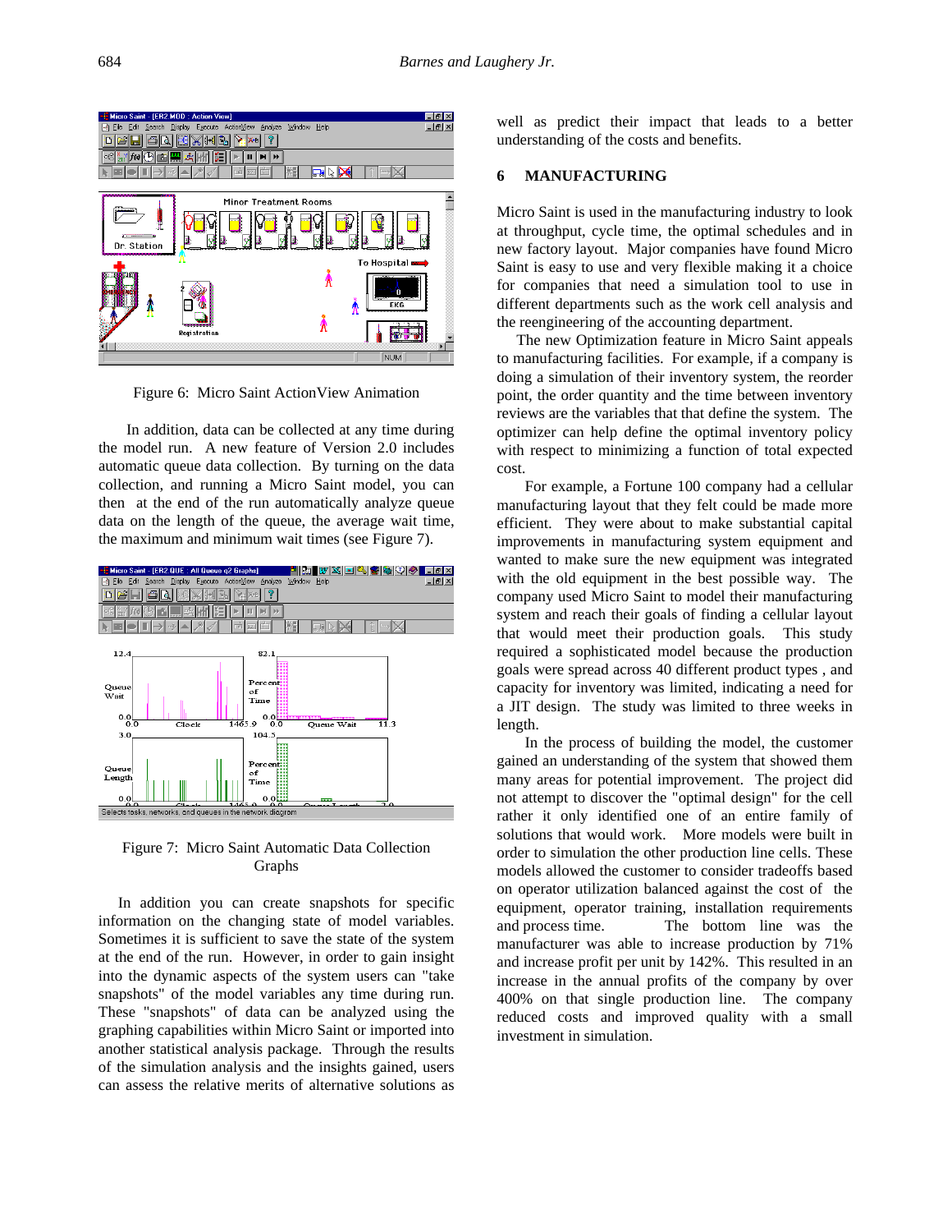Figure 6: Micro Saint ActionView Animation

In addition, data can be collected at any time during the model run. A new feature of Version 2.0 includes automatic queue data collection. By turning on the data collection, and running a Micro Saint model, you can then at the end of the run automatically analyze queue data on the length of the queue, the average wait time, the maximum and minimum wait times (see Figure 7).

Figure 7: Micro Saint Automatic Data Collection Graphs

In addition you can create snapshots for specific information on the changing state of model variables. Sometimes it is sufficient to save the state of the system at the end of the run. However, in order to gain insight into the dynamic aspects of the system users can "take snapshots" of the model variables any time during run. These "snapshots" of data can be analyzed using the graphing capabilities within Micro Saint or imported into another statistical analysis package. Through the results of the simulation analysis and the insights gained, users can assess the relative merits of alternative solutions as well as predict their impact that leads to a better understanding of the costs and benefits.

## 6 MANUFACTURING

Micro Saint is used in the manufacturing industry to look at throughput, cycle time, the optimal schedules and in new factory layout. Major companies have found Micro Saint is easy to use and very flexible making it a choice for companies that need a simulation tool to use in different departments such as the work cell analysis and the reengineering of the accounting department.

The new Optimization feature in Micro Saint appeals to manufacturing facilities. For example, if a company is doing a simulation of their inventory system, the reorder point, the order quantity and the time between inventory reviews are the variables that that define the system. The optimizer can help define the optimal inventory policy with respect to minimizing a function of total expected cost.

For example, a Fortune 100 company had a cellular manufacturing layout that they felt could be made more efficient. They were about to make substantial capital improvements in manufacturing system equipment and wanted to make sure the new equipment was integrated with the old equipment in the best possible way. The company used Micro Saint to model their manufacturing system and reach their goals of finding a cellular layout that would meet their production goals. This study required a sophisticated model because the production goals were spread across 40 different product types , and capacity for inventory was limited, indicating a need for a JIT design. The study was limited to three weeks in length.

In the process of building the model, the customer gained an understanding of the system that showed them many areas for potential improvement. The project did not attempt to discover the "optimal design" for the cell rather it only identified one of an entire family of solutions that would work. More models were built in order to simulation the other production line cells. These models allowed the customer to consider tradeoffs based on operator utilization balanced against the cost of the equipment, operator training, installation requirements and process time. The bottom line was the manufacturer was able to increase production by 71% and increase profit per unit by 142%. This resulted in an increase in the annual profits of the company by over 400% on that single production line. The company reduced costs and improved quality with a small investment in simulation.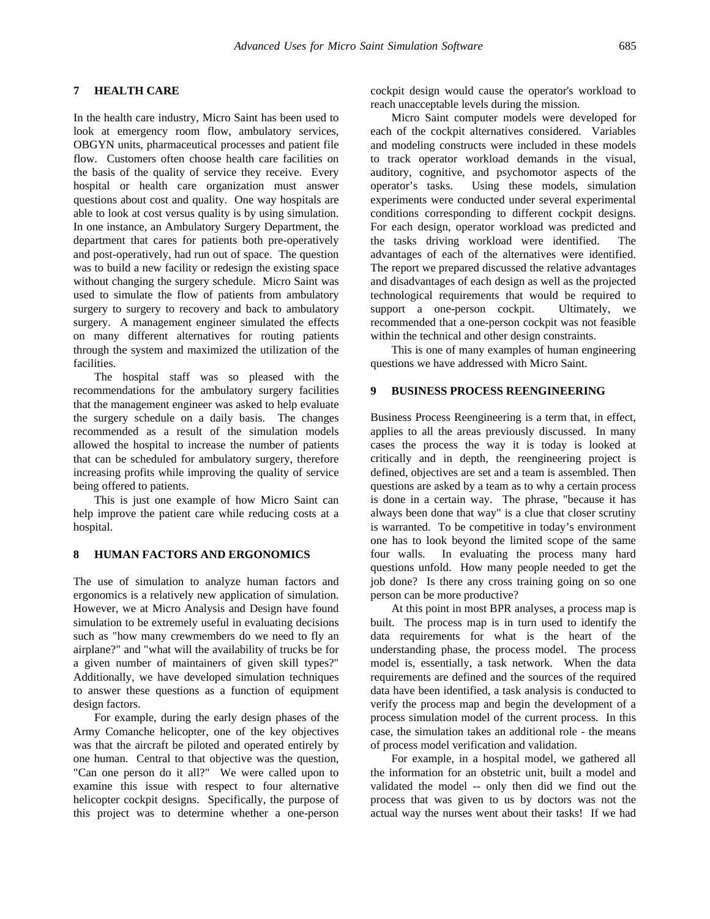## 7 HEALTH CARE

In the health care industry, Micro Saint has been used to look at emergency room flow, ambulatory services, OBGYN units, pharmaceutical processes and patient file flow. Customers often choose health care facilities on the basis of the quality of service they receive. Every hospital or health care organization must answer questions about cost and quality. One way hospitals are able to look at cost versus quality is by using simulation. In one instance, an Ambulatory Surgery Department, the department that cares for patients both pre-operatively and post-operatively, had run out of space. The question was to build a new facility or redesign the existing space without changing the surgery schedule. Micro Saint was used to simulate the flow of patients from ambulatory surgery to surgery to recovery and back to ambulatory surgery. A management engineer simulated the effects on many different alternatives for routing patients through the system and maximized the utilization of the facilities.

The hospital staff was so pleased with the recommendations for the ambulatory surgery facilities that the management engineer was asked to help evaluate the surgery schedule on a daily basis. The changes recommended as a result of the simulation models allowed the hospital to increase the number of patients that can be scheduled for ambulatory surgery, therefore increasing profits while improving the quality of service being offered to patients.

This is just one example of how Micro Saint can help improve the patient care while reducing costs at a hospital.

## 8 HUMAN FACTORS AND ERGONOMICS

The use of simulation to analyze human factors and ergonomics is a relatively new application of simulation. However, we at Micro Analysis and Design have found simulation to be extremely useful in evaluating decisions such as "how many crewmembers do we need to fly an airplane?" and "what will the availability of trucks be for a given number of maintainers of given skill types?" Additionally, we have developed simulation techniques to answer these questions as a function of equipment design factors.

For example, during the early design phases of the Army Comanche helicopter, one of the key objectives was that the aircraft be piloted and operated entirely by one human. Central to that objective was the question, "Can one person do it all?" We were called upon to examine this issue with respect to four alternative helicopter cockpit designs. Specifically, the purpose of this project was to determine whether a one-person cockpit design would cause the operator's workload to reach unacceptable levels during the mission.

Micro Saint computer models were developed for each of the cockpit alternatives considered. Variables and modeling constructs were included in these models to track operator workload demands in the visual, auditory, cognitive, and psychomotor aspects of the operator's tasks. Using these models, simulation experiments were conducted under several experimental conditions corresponding to different cockpit designs. For each design, operator workload was predicted and the tasks driving workload were identified. The advantages of each of the alternatives were identified. The report we prepared discussed the relative advantages and disadvantages of each design as well as the projected technological requirements that would be required to support a one-person cockpit. Ultimately, we recommended that a one-person cockpit was not feasible within the technical and other design constraints.

This is one of many examples of human engineering questions we have addressed with Micro Saint.

## 9 BUSINESS PROCESS REENGINEERING

Business Process Reengineering is a term that, in effect, applies to all the areas previously discussed. In many cases the process the way it is today is looked at critically and in depth, the reengineering project is defined, objectives are set and a team is assembled. Then questions are asked by a team as to why a certain process is done in a certain way. The phrase, "because it has always been done that way" is a clue that closer scrutiny is warranted. To be competitive in today's environment one has to look beyond the limited scope of the same four walls. In evaluating the process many hard questions unfold. How many people needed to get the job done? Is there any cross training going on so one person can be more productive?

At this point in most BPR analyses, a process map is built. The process map is in turn used to identify the data requirements for what is the heart of the understanding phase, the process model. The process model is, essentially, a task network. When the data requirements are defined and the sources of the required data have been identified, a task analysis is conducted to verify the process map and begin the development of a process simulation model of the current process. In this case, the simulation takes an additional role - the means of process model verification and validation.

For example, in a hospital model, we gathered all the information for an obstetric unit, built a model and validated the model -- only then did we find out the process that was given to us by doctors was not the actual way the nurses went about their tasks! If we had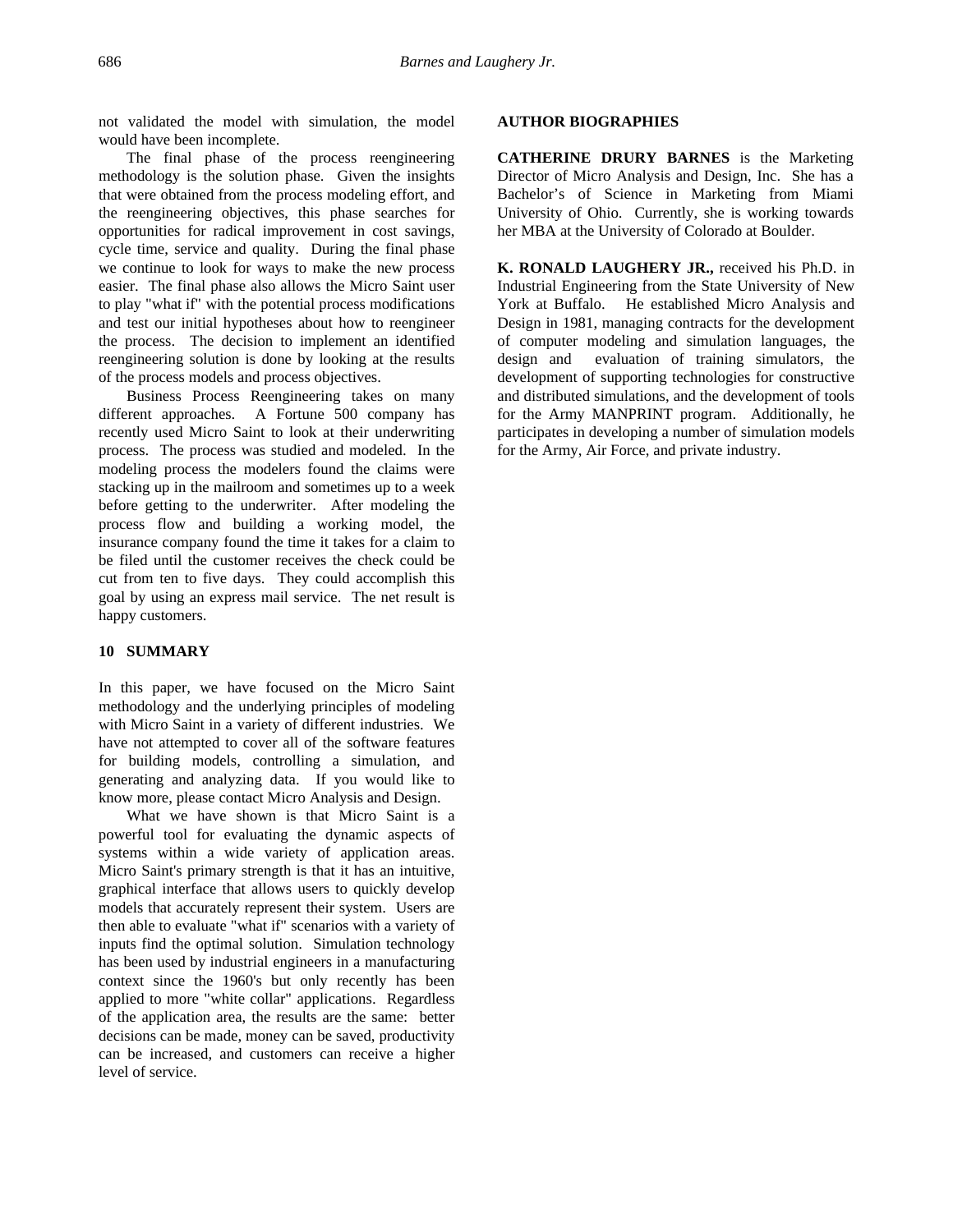not validated the model with simulation, the model would have been incomplete.

The final phase of the process reengineering methodology is the solution phase. Given the insights that were obtained from the process modeling effort, and the reengineering objectives, this phase searches for opportunities for radical improvement in cost savings, cycle time, service and quality. During the final phase we continue to look for ways to make the new process easier. The final phase also allows the Micro Saint user to play "what if" with the potential process modifications and test our initial hypotheses about how to reengineer the process. The decision to implement an identified reengineering solution is done by looking at the results of the process models and process objectives.

Business Process Reengineering takes on many different approaches. A Fortune 500 company has recently used Micro Saint to look at their underwriting process. The process was studied and modeled. In the modeling process the modelers found the claims were stacking up in the mailroom and sometimes up to a week before getting to the underwriter. After modeling the process flow and building a working model, the insurance company found the time it takes for a claim to be filed until the customer receives the check could be cut from ten to five days. They could accomplish this goal by using an express mail service. The net result is happy customers.

## 10 SUMMARY

In this paper, we have focused on the Micro Saint methodology and the underlying principles of modeling with Micro Saint in a variety of different industries. We have not attempted to cover all of the software features for building models, controlling a simulation, and generating and analyzing data. If you would like to know more, please contact Micro Analysis and Design.

What we have shown is that Micro Saint is a powerful tool for evaluating the dynamic aspects of systems within a wide variety of application areas. Micro Saint's primary strength is that it has an intuitive, graphical interface that allows users to quickly develop models that accurately represent their system. Users are then able to evaluate "what if" scenarios with a variety of inputs find the optimal solution. Simulation technology has been used by industrial engineers in a manufacturing context since the 1960's but only recently has been applied to more "white collar" applications. Regardless of the application area, the results are the same: better decisions can be made, money can be saved, productivity can be increased, and customers can receive a higher level of service.

## AUTHOR BIOGRAPHIES

**CATHERINE DRURY BARNES** is the Marketing Director of Micro Analysis and Design, Inc. She has a Bachelor's of Science in Marketing from Miami University of Ohio. Currently, she is working towards her MBA at the University of Colorado at Boulder.

**K. RONALD LAUGHERY JR.,** received his Ph.D. in Industrial Engineering from the State University of New York at Buffalo. He established Micro Analysis and Design in 1981, managing contracts for the development of computer modeling and simulation languages, the design and evaluation of training simulators, the development of supporting technologies for constructive and distributed simulations, and the development of tools for the Army MANPRINT program. Additionally, he participates in developing a number of simulation models for the Army, Air Force, and private industry.